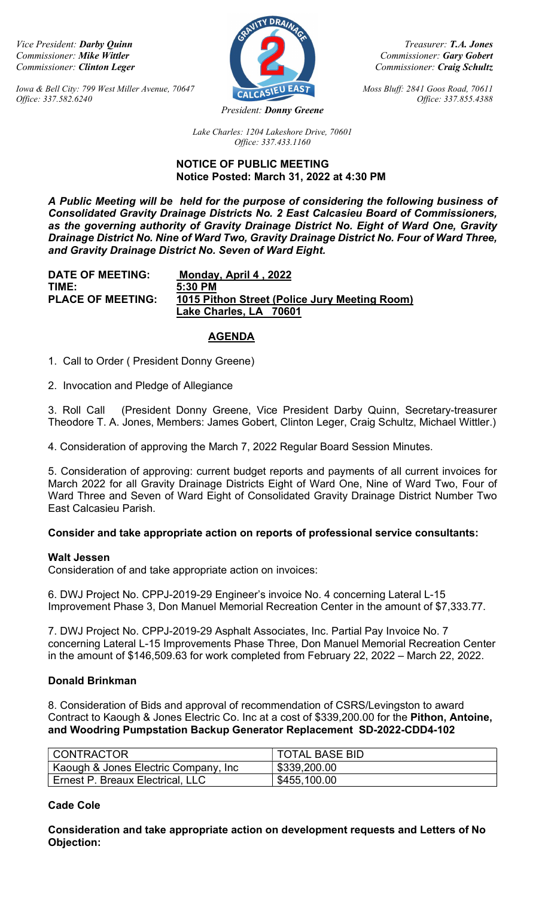*Vice President:* ***Darby Quinn***
*Commissioner:* ***Mike Wittler***
*Commissioner:* ***Clinton Leger***

*Treasurer:* ***T.A. Jones***
*Commissioner:* ***Gary Gobert***
*Commissioner:* ***Craig Schultz***

*Iowa & Bell City: 799 West Miller Avenue, 70647*
*Office: 337.582.6240*

*Moss Bluff: 2841 Goos Road, 70611*
*Office: 337.855.4388*

*President:* ***Donny Greene***

*Lake Charles: 1204 Lakeshore Drive, 70601*
*Office: 337.433.1160*

**NOTICE OF PUBLIC MEETING**
**Notice Posted: March 31, 2022 at 4:30 PM**

***A Public Meeting will be held for the purpose of considering the following business of Consolidated Gravity Drainage Districts No. 2 East Calcasieu Board of Commissioners, as the governing authority of Gravity Drainage District No. Eight of Ward One, Gravity Drainage District No. Nine of Ward Two, Gravity Drainage District No. Four of Ward Three, and Gravity Drainage District No. Seven of Ward Eight.***

**DATE OF MEETING:** **Monday, April 4 , 2022**
**TIME:** **5:30 PM**
**PLACE OF MEETING:** **1015 Pithon Street (Police Jury Meeting Room)**
**Lake Charles, LA 70601**

## AGENDA

1. Call to Order ( President Donny Greene)

2. Invocation and Pledge of Allegiance

3. Roll Call (President Donny Greene, Vice President Darby Quinn, Secretary-treasurer Theodore T. A. Jones, Members: James Gobert, Clinton Leger, Craig Schultz, Michael Wittler.)

4. Consideration of approving the March 7, 2022 Regular Board Session Minutes.

5. Consideration of approving: current budget reports and payments of all current invoices for March 2022 for all Gravity Drainage Districts Eight of Ward One, Nine of Ward Two, Four of Ward Three and Seven of Ward Eight of Consolidated Gravity Drainage District Number Two East Calcasieu Parish.

**Consider and take appropriate action on reports of professional service consultants:**

**Walt Jessen**

Consideration of and take appropriate action on invoices:

6. DWJ Project No. CPPJ-2019-29 Engineer's invoice No. 4 concerning Lateral L-15 Improvement Phase 3, Don Manuel Memorial Recreation Center in the amount of $7,333.77.

7. DWJ Project No. CPPJ-2019-29 Asphalt Associates, Inc. Partial Pay Invoice No. 7 concerning Lateral L-15 Improvements Phase Three, Don Manuel Memorial Recreation Center in the amount of $146,509.63 for work completed from February 22, 2022 – March 22, 2022.

**Donald Brinkman**

8. Consideration of Bids and approval of recommendation of CSRS/Levingston to award Contract to Kaough & Jones Electric Co. Inc at a cost of $339,200.00 for the **Pithon, Antoine, and Woodring Pumpstation Backup Generator Replacement SD-2022-CDD4-102**

| CONTRACTOR | TOTAL BASE BID |
|---|---|
| Kaough & Jones Electric Company, Inc | $339,200.00 |
| Ernest P. Breaux Electrical, LLC | $455,100.00 |

**Cade Cole**

**Consideration and take appropriate action on development requests and Letters of No Objection:**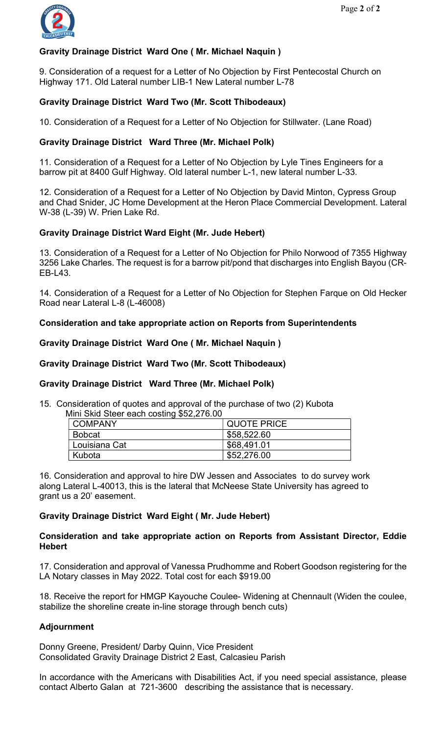**Gravity Drainage District Ward One ( Mr. Michael Naquin )**

9. Consideration of a request for a Letter of No Objection by First Pentecostal Church on Highway 171. Old Lateral number LIB-1 New Lateral number L-78

**Gravity Drainage District Ward Two (Mr. Scott Thibodeaux)**

10. Consideration of a Request for a Letter of No Objection for Stillwater. (Lane Road)

**Gravity Drainage District Ward Three (Mr. Michael Polk)**

11. Consideration of a Request for a Letter of No Objection by Lyle Tines Engineers for a barrow pit at 8400 Gulf Highway. Old lateral number L-1, new lateral number L-33.

12. Consideration of a Request for a Letter of No Objection by David Minton, Cypress Group and Chad Snider, JC Home Development at the Heron Place Commercial Development. Lateral W-38 (L-39) W. Prien Lake Rd.

**Gravity Drainage District Ward Eight (Mr. Jude Hebert)**

13. Consideration of a Request for a Letter of No Objection for Philo Norwood of 7355 Highway 3256 Lake Charles. The request is for a barrow pit/pond that discharges into English Bayou (CR-EB-L43.

14. Consideration of a Request for a Letter of No Objection for Stephen Farque on Old Hecker Road near Lateral L-8 (L-46008)

**Consideration and take appropriate action on Reports from Superintendents**

**Gravity Drainage District Ward One ( Mr. Michael Naquin )**

**Gravity Drainage District Ward Two (Mr. Scott Thibodeaux)**

**Gravity Drainage District Ward Three (Mr. Michael Polk)**

15. Consideration of quotes and approval of the purchase of two (2) Kubota Mini Skid Steer each costing $52,276.00

| COMPANY | QUOTE PRICE |
|---|---|
| Bobcat | $58,522.60 |
| Louisiana Cat | $68,491.01 |
| Kubota | $52,276.00 |

16. Consideration and approval to hire DW Jessen and Associates to do survey work along Lateral L-40013, this is the lateral that McNeese State University has agreed to grant us a 20' easement.

**Gravity Drainage District Ward Eight ( Mr. Jude Hebert)**

**Consideration and take appropriate action on Reports from Assistant Director, Eddie Hebert**

17. Consideration and approval of Vanessa Prudhomme and Robert Goodson registering for the LA Notary classes in May 2022. Total cost for each $919.00

18. Receive the report for HMGP Kayouche Coulee- Widening at Chennault (Widen the coulee, stabilize the shoreline create in-line storage through bench cuts)

**Adjournment**

Donny Greene, President/ Darby Quinn, Vice President
Consolidated Gravity Drainage District 2 East, Calcasieu Parish

In accordance with the Americans with Disabilities Act, if you need special assistance, please contact Alberto Galan at 721-3600 describing the assistance that is necessary.